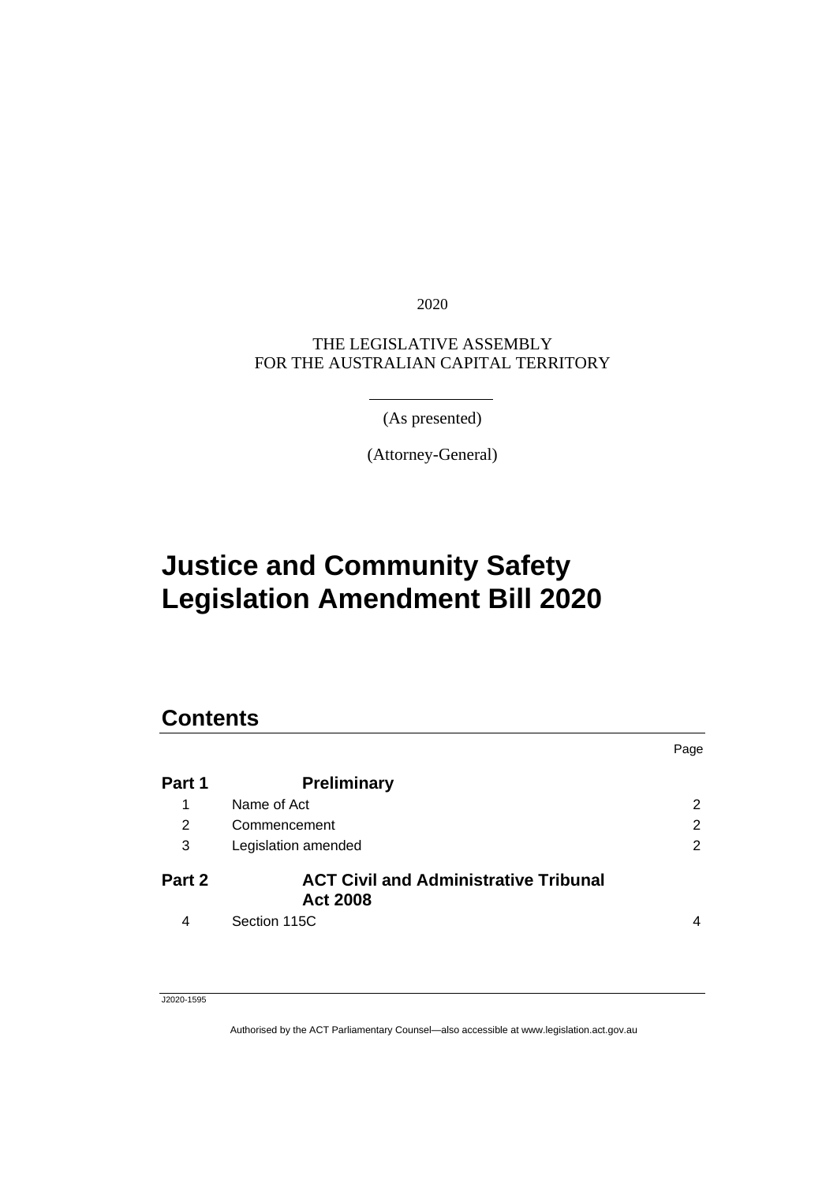2020

THE LEGISLATIVE ASSEMBLY
FOR THE AUSTRALIAN CAPITAL TERRITORY

(As presented)

(Attorney-General)

# Justice and Community Safety Legislation Amendment Bill 2020

## Contents

| | | Page |
|---|---|---|
| **Part 1** | **Preliminary** | |
| 1 | Name of Act | 2 |
| 2 | Commencement | 2 |
| 3 | Legislation amended | 2 |
| **Part 2** | **ACT Civil and Administrative Tribunal Act 2008** | |
| 4 | Section 115C | 4 |

J2020-1595

Authorised by the ACT Parliamentary Counsel—also accessible at www.legislation.act.gov.au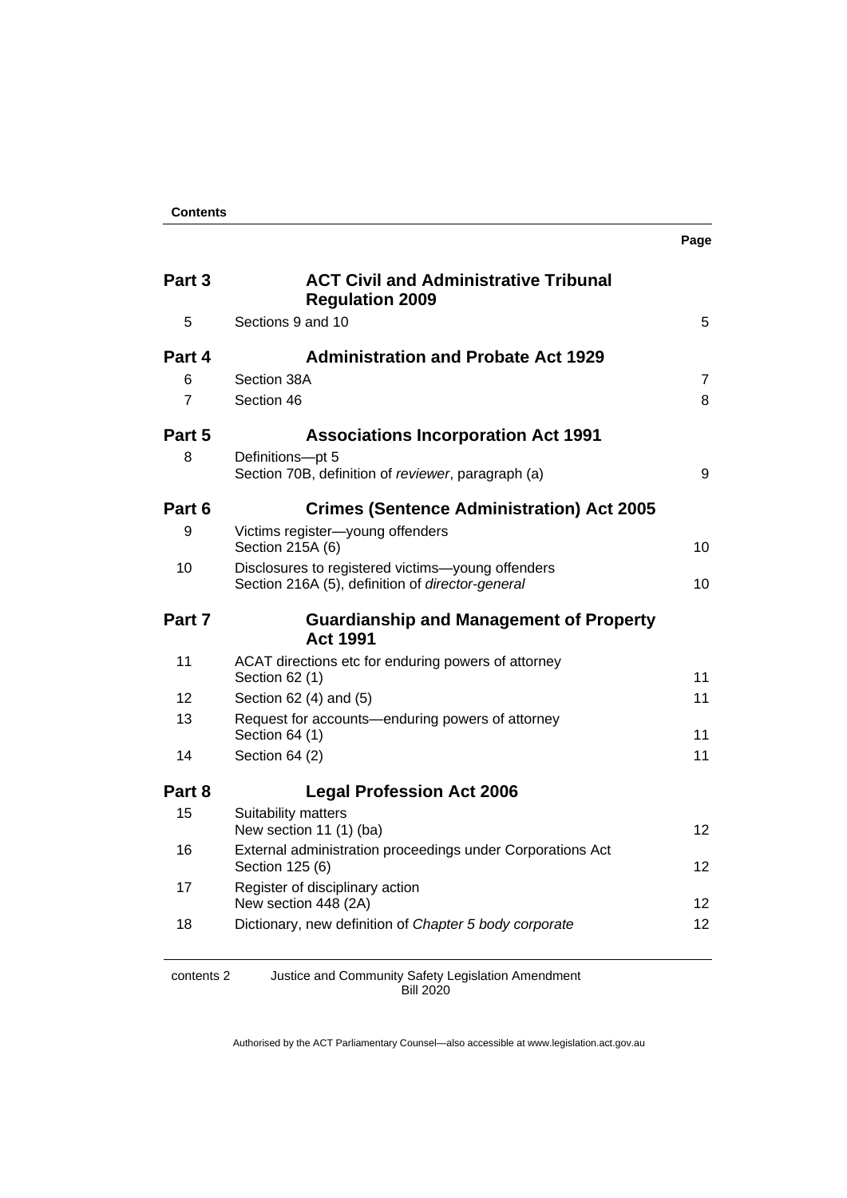**Contents**

| | | Page |
|---|---|---|
| **Part 3** | **ACT Civil and Administrative Tribunal Regulation 2009** | |
| 5 | Sections 9 and 10 | 5 |
| **Part 4** | **Administration and Probate Act 1929** | |
| 6 | Section 38A | 7 |
| 7 | Section 46 | 8 |
| **Part 5** | **Associations Incorporation Act 1991** | |
| 8 | Definitions—pt 5<br>Section 70B, definition of *reviewer*, paragraph (a) | 9 |
| **Part 6** | **Crimes (Sentence Administration) Act 2005** | |
| 9 | Victims register—young offenders<br>Section 215A (6) | 10 |
| 10 | Disclosures to registered victims—young offenders<br>Section 216A (5), definition of *director-general* | 10 |
| **Part 7** | **Guardianship and Management of Property Act 1991** | |
| 11 | ACAT directions etc for enduring powers of attorney<br>Section 62 (1) | 11 |
| 12 | Section 62 (4) and (5) | 11 |
| 13 | Request for accounts—enduring powers of attorney<br>Section 64 (1) | 11 |
| 14 | Section 64 (2) | 11 |
| **Part 8** | **Legal Profession Act 2006** | |
| 15 | Suitability matters<br>New section 11 (1) (ba) | 12 |
| 16 | External administration proceedings under Corporations Act<br>Section 125 (6) | 12 |
| 17 | Register of disciplinary action<br>New section 448 (2A) | 12 |
| 18 | Dictionary, new definition of *Chapter 5 body corporate* | 12 |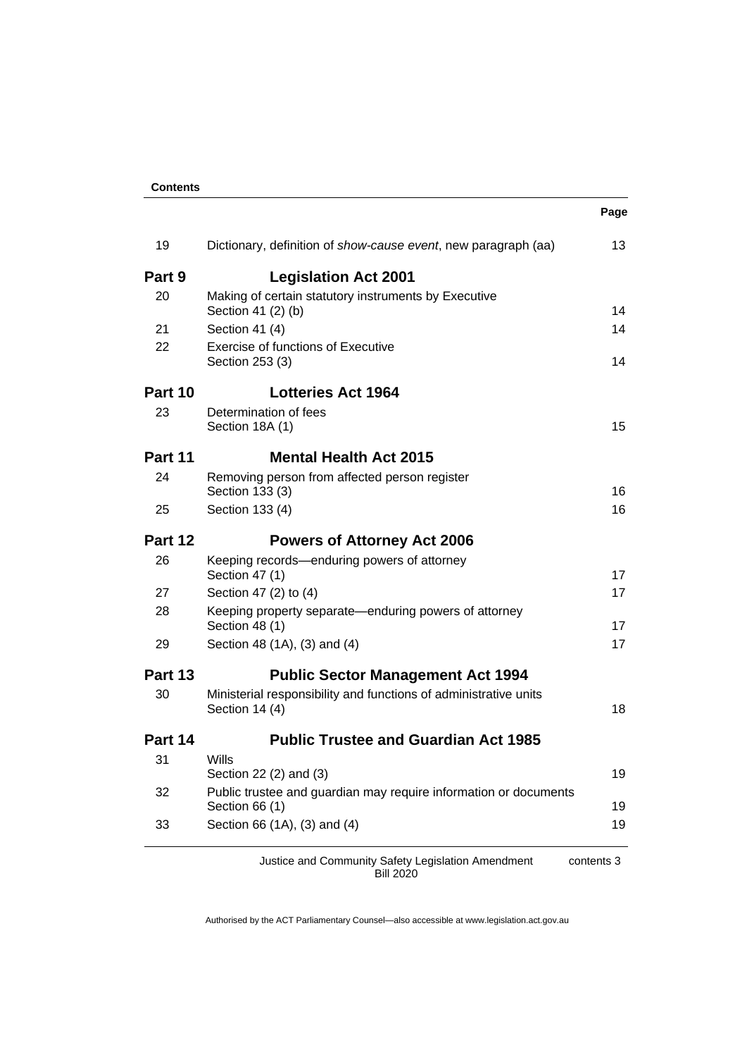**Contents**

| | | Page |
|---|---|---|
| 19 | Dictionary, definition of *show-cause event*, new paragraph (aa) | 13 |
| **Part 9** | **Legislation Act 2001** | |
| 20 | Making of certain statutory instruments by Executive<br>Section 41 (2) (b) | 14 |
| 21 | Section 41 (4) | 14 |
| 22 | Exercise of functions of Executive<br>Section 253 (3) | 14 |
| **Part 10** | **Lotteries Act 1964** | |
| 23 | Determination of fees<br>Section 18A (1) | 15 |
| **Part 11** | **Mental Health Act 2015** | |
| 24 | Removing person from affected person register<br>Section 133 (3) | 16 |
| 25 | Section 133 (4) | 16 |
| **Part 12** | **Powers of Attorney Act 2006** | |
| 26 | Keeping records—enduring powers of attorney<br>Section 47 (1) | 17 |
| 27 | Section 47 (2) to (4) | 17 |
| 28 | Keeping property separate—enduring powers of attorney<br>Section 48 (1) | 17 |
| 29 | Section 48 (1A), (3) and (4) | 17 |
| **Part 13** | **Public Sector Management Act 1994** | |
| 30 | Ministerial responsibility and functions of administrative units<br>Section 14 (4) | 18 |
| **Part 14** | **Public Trustee and Guardian Act 1985** | |
| 31 | Wills<br>Section 22 (2) and (3) | 19 |
| 32 | Public trustee and guardian may require information or documents<br>Section 66 (1) | 19 |
| 33 | Section 66 (1A), (3) and (4) | 19 |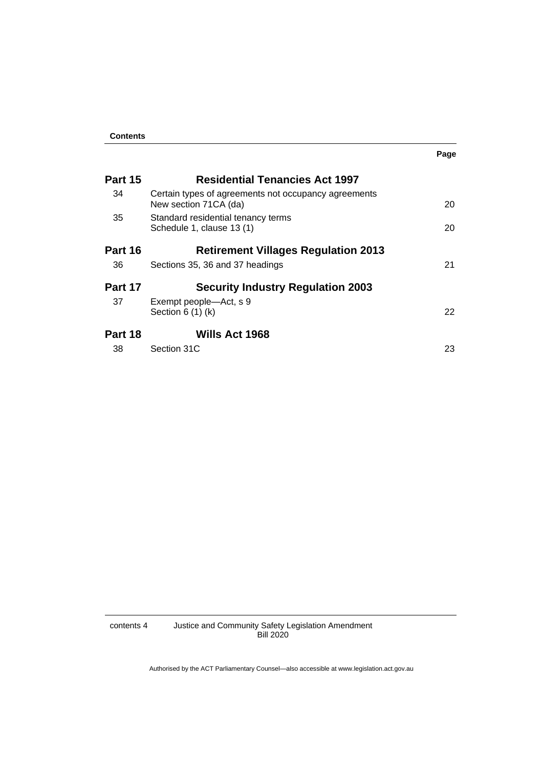**Contents**

| | | Page |
|---|---|---|
| **Part 15** | **Residential Tenancies Act 1997** | |
| 34 | Certain types of agreements not occupancy agreements<br>New section 71CA (da) | 20 |
| 35 | Standard residential tenancy terms<br>Schedule 1, clause 13 (1) | 20 |
| **Part 16** | **Retirement Villages Regulation 2013** | |
| 36 | Sections 35, 36 and 37 headings | 21 |
| **Part 17** | **Security Industry Regulation 2003** | |
| 37 | Exempt people—Act, s 9<br>Section 6 (1) (k) | 22 |
| **Part 18** | **Wills Act 1968** | |
| 38 | Section 31C | 23 |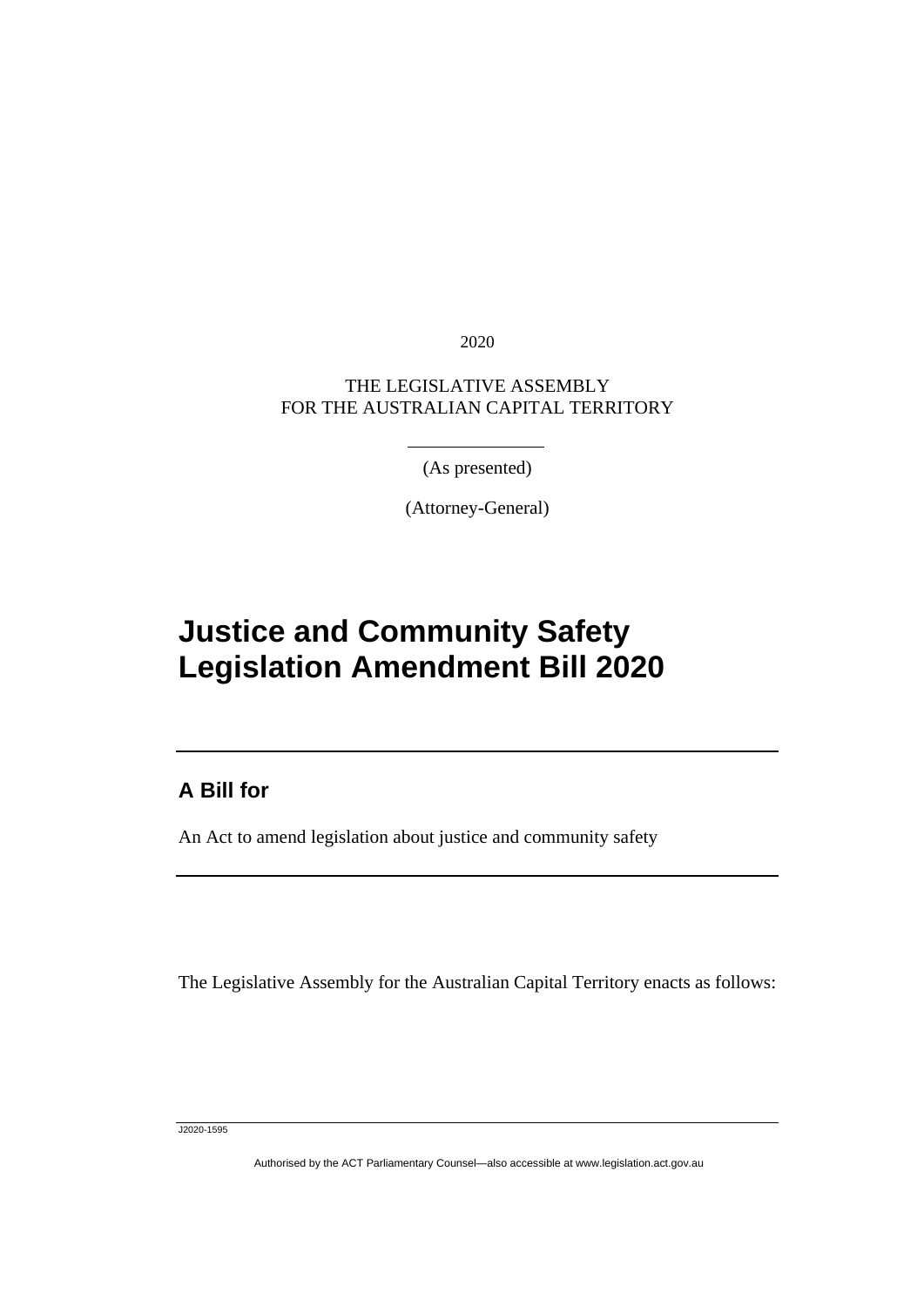2020

THE LEGISLATIVE ASSEMBLY
FOR THE AUSTRALIAN CAPITAL TERRITORY

(As presented)

(Attorney-General)

# Justice and Community Safety Legislation Amendment Bill 2020

## A Bill for

An Act to amend legislation about justice and community safety

The Legislative Assembly for the Australian Capital Territory enacts as follows:

J2020-1595

Authorised by the ACT Parliamentary Counsel—also accessible at www.legislation.act.gov.au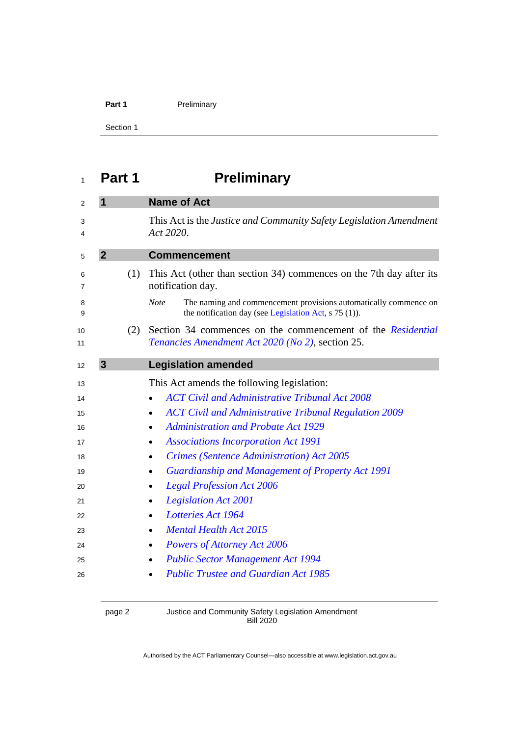# Part 1 Preliminary

## 1 Name of Act

This Act is the *Justice and Community Safety Legislation Amendment Act 2020*.

## 2 Commencement

(1) This Act (other than section 34) commences on the 7th day after its notification day.

*Note* The naming and commencement provisions automatically commence on the notification day (see Legislation Act, s 75 (1)).

(2) Section 34 commences on the commencement of the *Residential Tenancies Amendment Act 2020 (No 2)*, section 25.

## 3 Legislation amended

This Act amends the following legislation:

- *ACT Civil and Administrative Tribunal Act 2008*
- *ACT Civil and Administrative Tribunal Regulation 2009*
- *Administration and Probate Act 1929*
- *Associations Incorporation Act 1991*
- *Crimes (Sentence Administration) Act 2005*
- *Guardianship and Management of Property Act 1991*
- *Legal Profession Act 2006*
- *Legislation Act 2001*
- *Lotteries Act 1964*
- *Mental Health Act 2015*
- *Powers of Attorney Act 2006*
- *Public Sector Management Act 1994*
- *Public Trustee and Guardian Act 1985*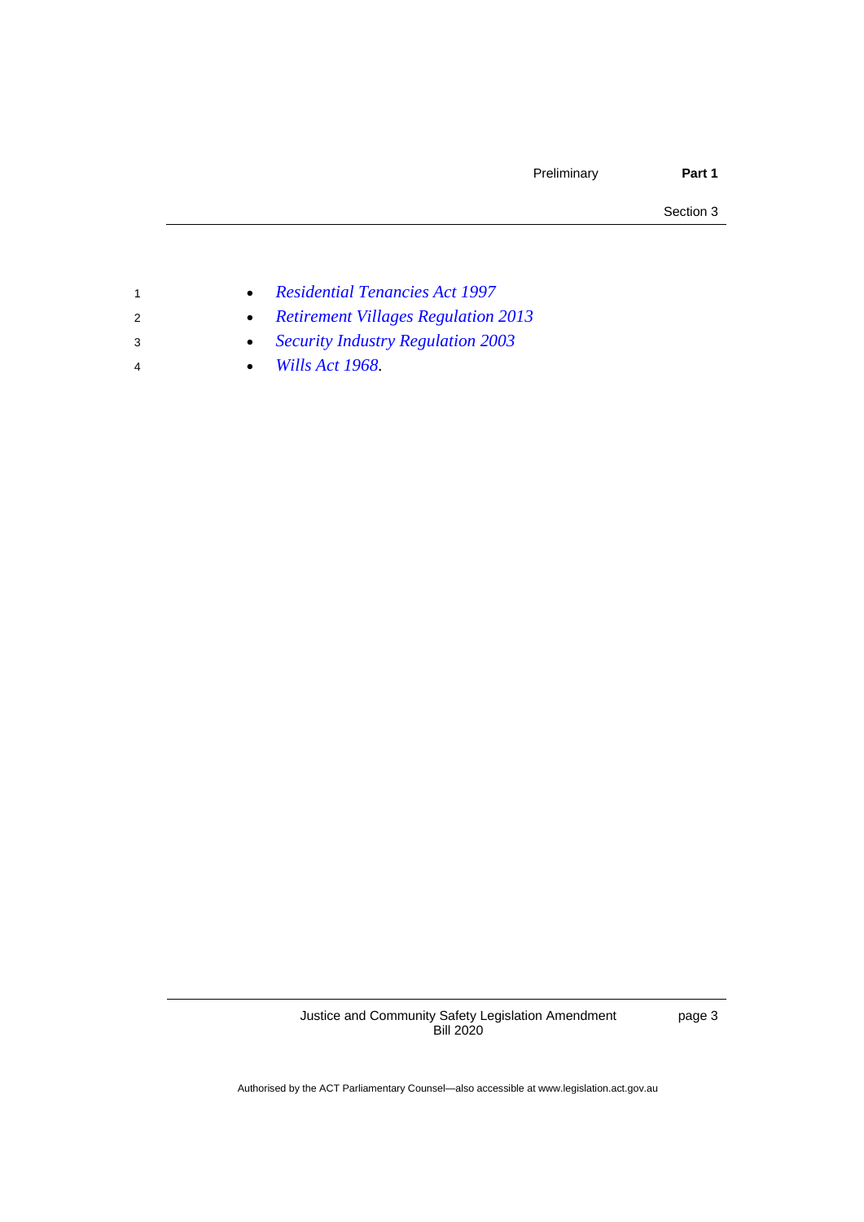- *Residential Tenancies Act 1997*
- *Retirement Villages Regulation 2013*
- *Security Industry Regulation 2003*
- *Wills Act 1968*.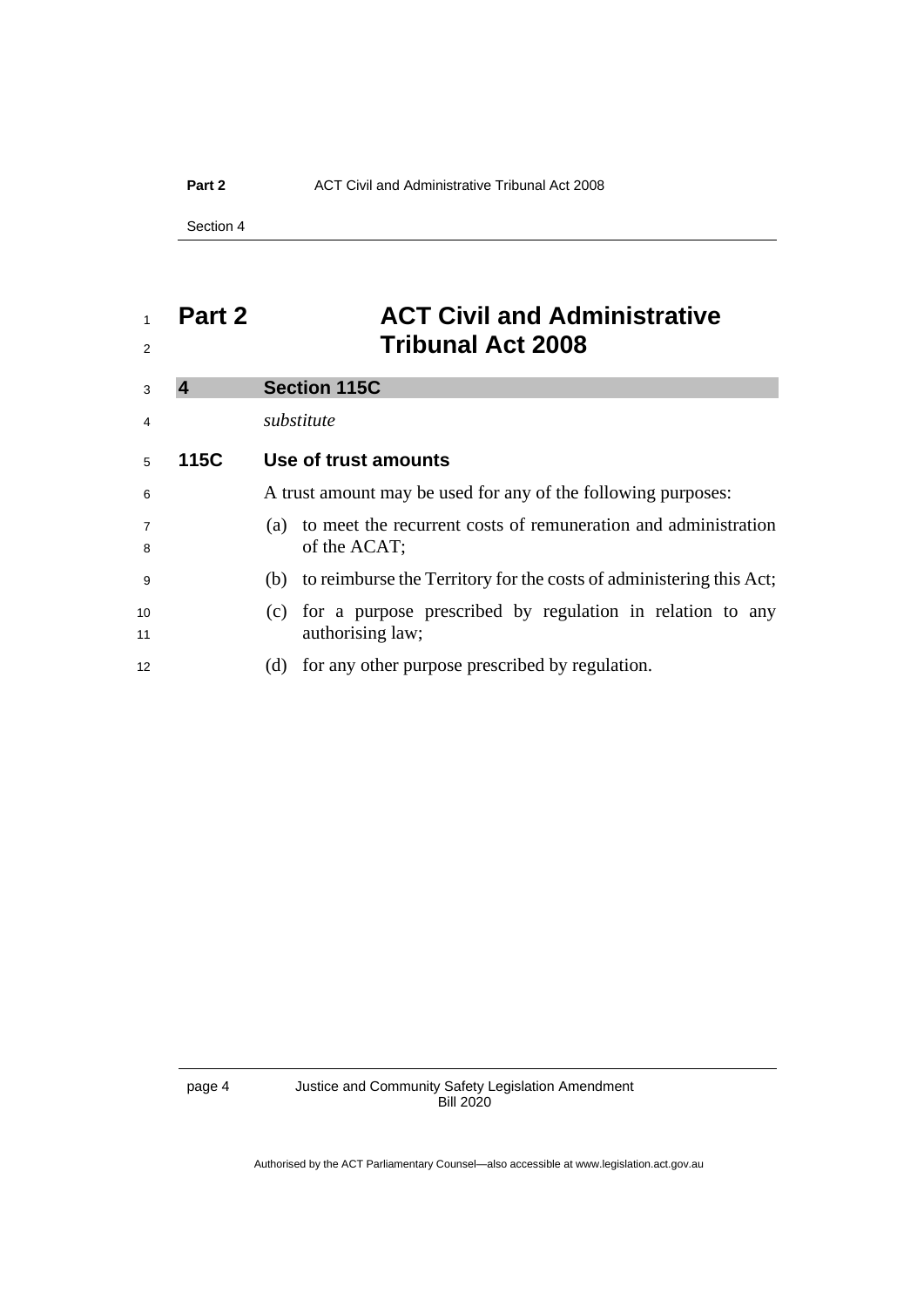# Part 2 ACT Civil and Administrative Tribunal Act 2008

## 4 Section 115C

*substitute*

### 115C Use of trust amounts

A trust amount may be used for any of the following purposes:

(a) to meet the recurrent costs of remuneration and administration of the ACAT;

(b) to reimburse the Territory for the costs of administering this Act;

(c) for a purpose prescribed by regulation in relation to any authorising law;

(d) for any other purpose prescribed by regulation.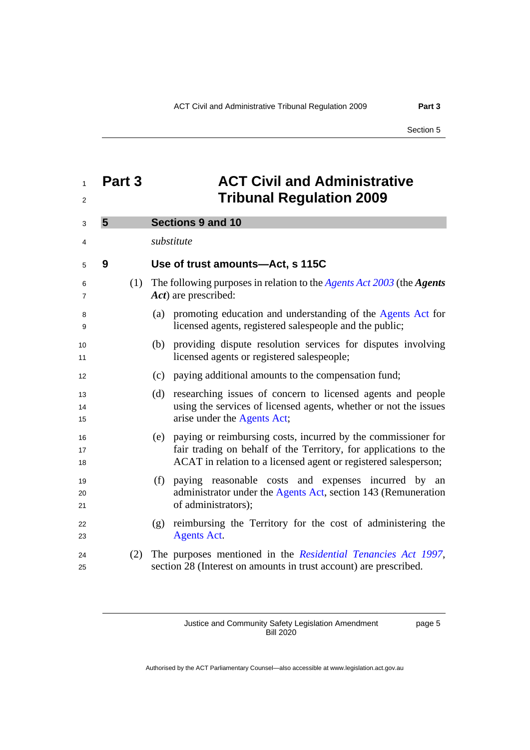# Part 3 ACT Civil and Administrative Tribunal Regulation 2009

## 5 Sections 9 and 10

*substitute*

### 9 Use of trust amounts—Act, s 115C

(1) The following purposes in relation to the *Agents Act 2003* (the ***Agents Act***) are prescribed:

(a) promoting education and understanding of the Agents Act for licensed agents, registered salespeople and the public;

(b) providing dispute resolution services for disputes involving licensed agents or registered salespeople;

(c) paying additional amounts to the compensation fund;

(d) researching issues of concern to licensed agents and people using the services of licensed agents, whether or not the issues arise under the Agents Act;

(e) paying or reimbursing costs, incurred by the commissioner for fair trading on behalf of the Territory, for applications to the ACAT in relation to a licensed agent or registered salesperson;

(f) paying reasonable costs and expenses incurred by an administrator under the Agents Act, section 143 (Remuneration of administrators);

(g) reimbursing the Territory for the cost of administering the Agents Act.

(2) The purposes mentioned in the *Residential Tenancies Act 1997*, section 28 (Interest on amounts in trust account) are prescribed.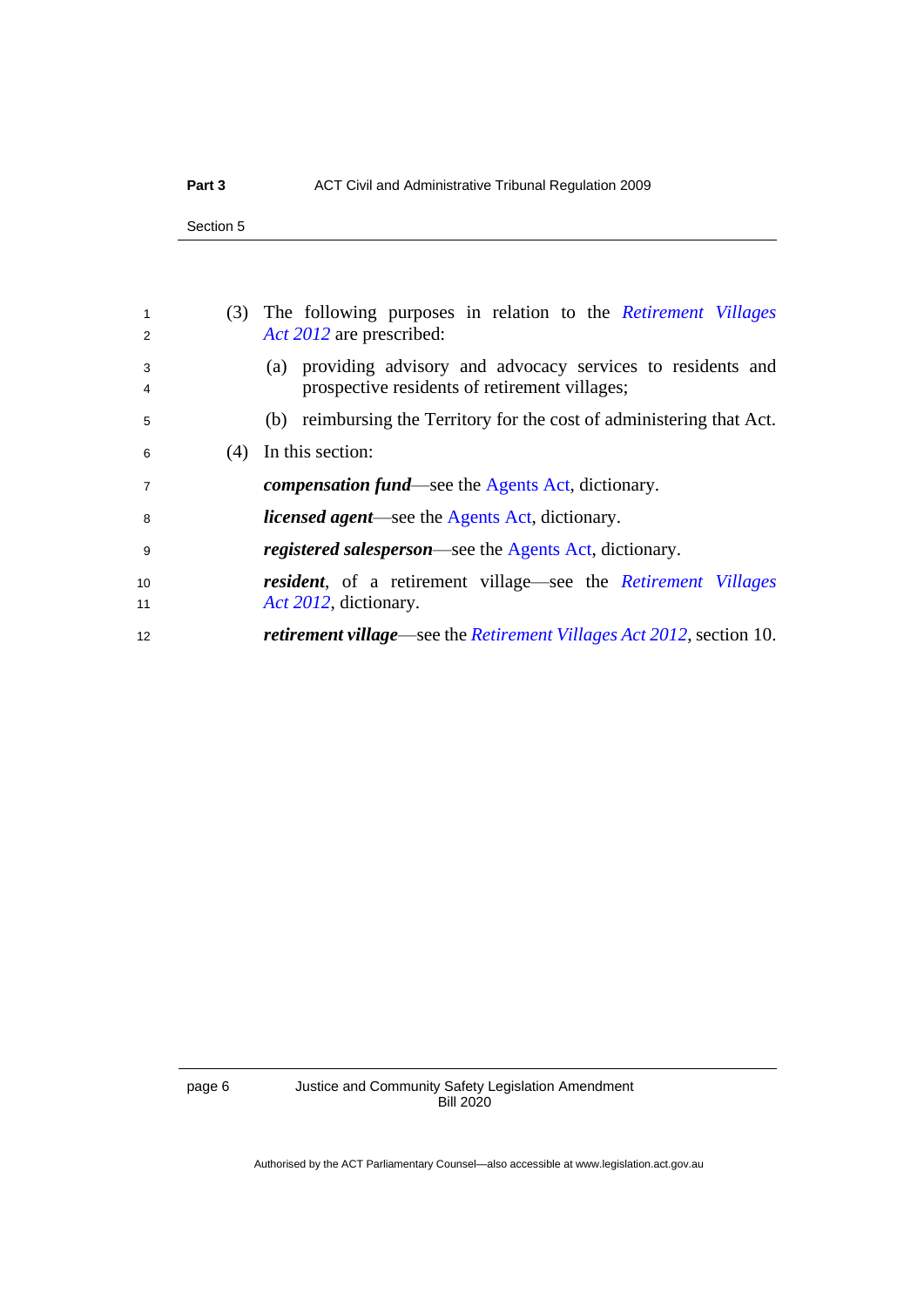(3) The following purposes in relation to the *Retirement Villages Act 2012* are prescribed:

(a) providing advisory and advocacy services to residents and prospective residents of retirement villages;

(b) reimbursing the Territory for the cost of administering that Act.

(4) In this section:

***compensation fund***—see the Agents Act, dictionary.

***licensed agent***—see the Agents Act, dictionary.

***registered salesperson***—see the Agents Act, dictionary.

***resident***, of a retirement village—see the *Retirement Villages Act 2012*, dictionary.

***retirement village***—see the *Retirement Villages Act 2012*, section 10.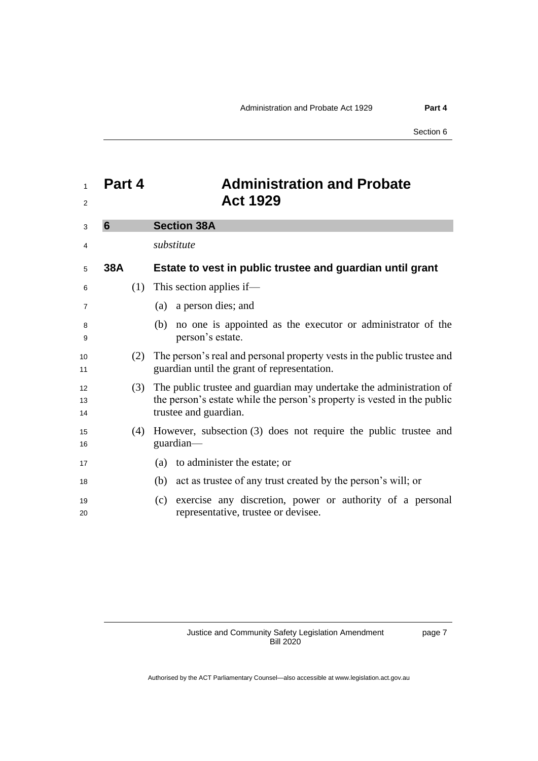# Part 4 Administration and Probate Act 1929

## 6 Section 38A

*substitute*

### 38A Estate to vest in public trustee and guardian until grant

(1) This section applies if—

(a) a person dies; and

(b) no one is appointed as the executor or administrator of the person's estate.

(2) The person's real and personal property vests in the public trustee and guardian until the grant of representation.

(3) The public trustee and guardian may undertake the administration of the person's estate while the person's property is vested in the public trustee and guardian.

(4) However, subsection (3) does not require the public trustee and guardian—

(a) to administer the estate; or

(b) act as trustee of any trust created by the person's will; or

(c) exercise any discretion, power or authority of a personal representative, trustee or devisee.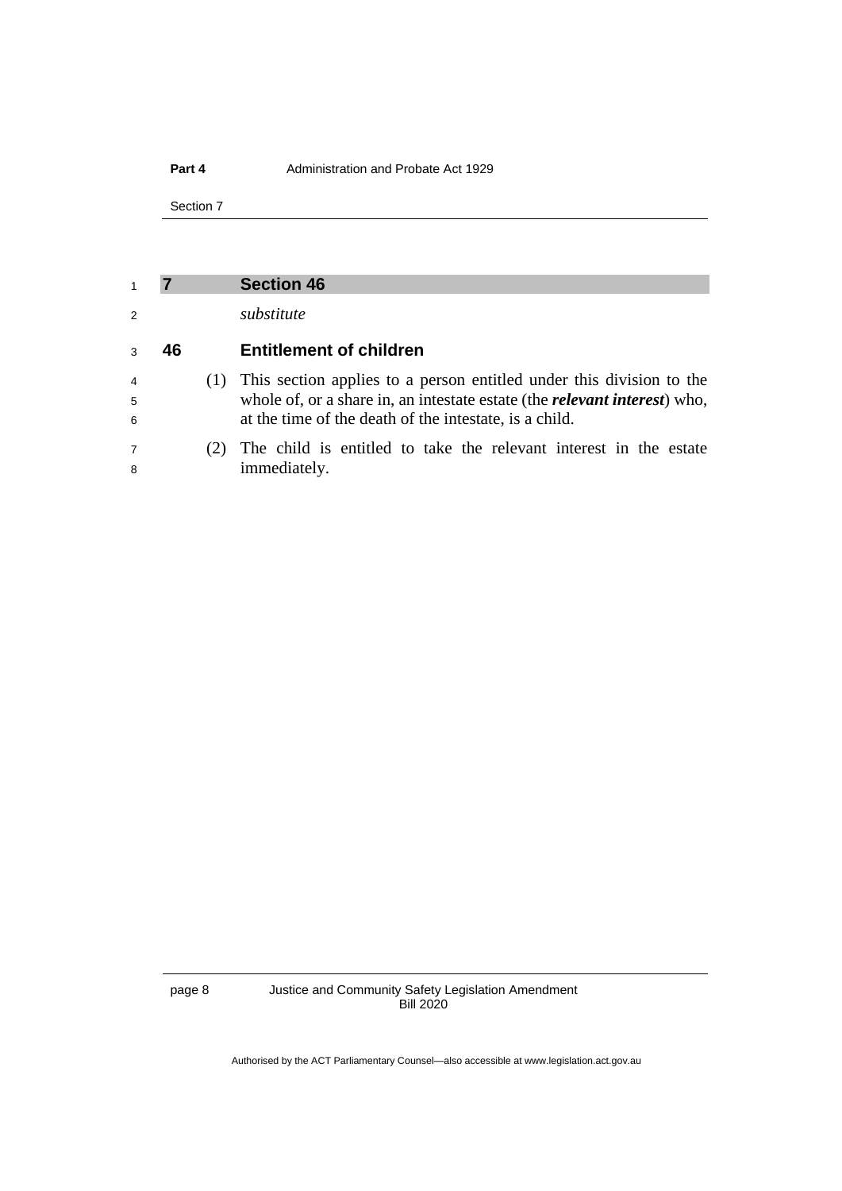## 7 Section 46

*substitute*

### 46 Entitlement of children

(1) This section applies to a person entitled under this division to the whole of, or a share in, an intestate estate (the ***relevant interest***) who, at the time of the death of the intestate, is a child.

(2) The child is entitled to take the relevant interest in the estate immediately.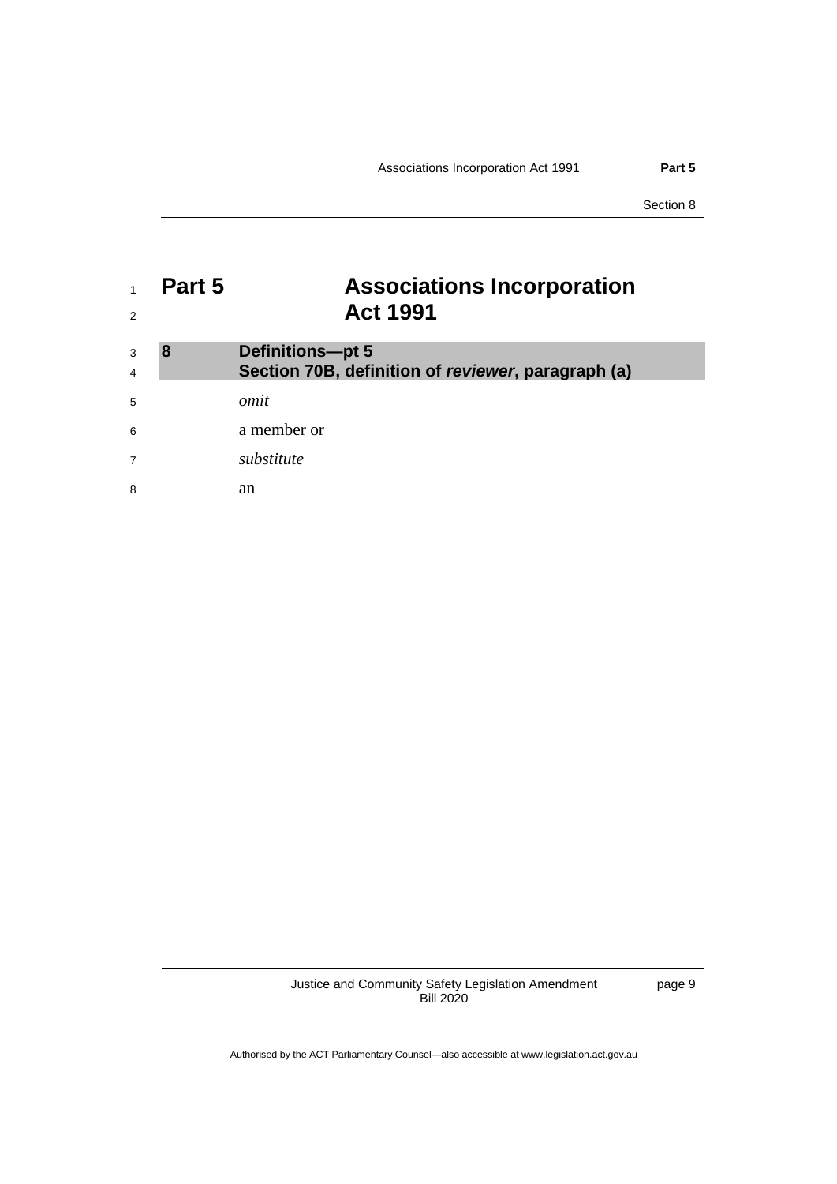# Part 5 Associations Incorporation Act 1991

## 8 Definitions—pt 5
## Section 70B, definition of ***reviewer***, paragraph (a)

*omit*

a member or

*substitute*

an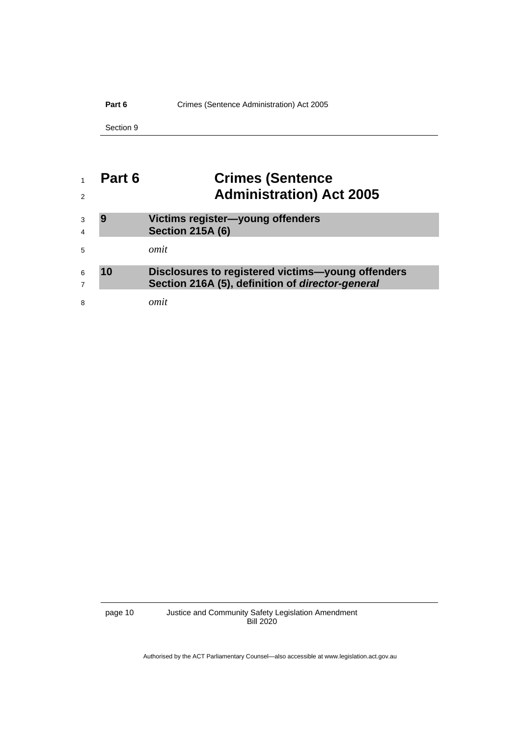# Part 6 Crimes (Sentence Administration) Act 2005

## 9 Victims register—young offenders Section 215A (6)

*omit*

## 10 Disclosures to registered victims—young offenders Section 216A (5), definition of ***director-general***

*omit*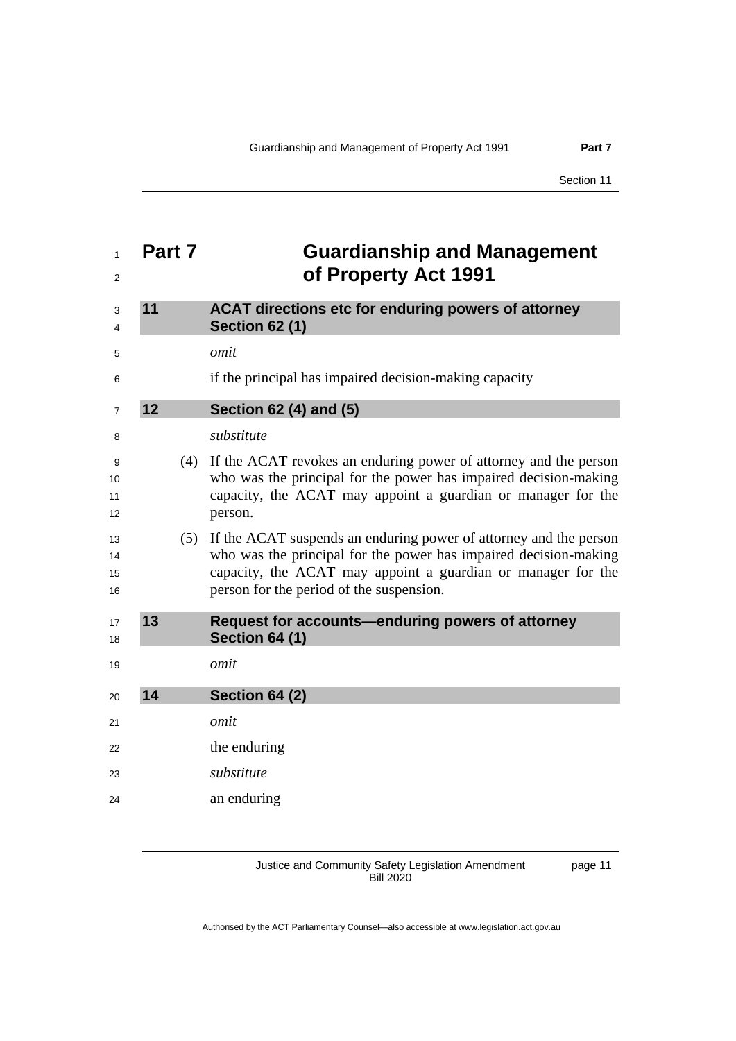# Part 7 Guardianship and Management of Property Act 1991

## 11 ACAT directions etc for enduring powers of attorney Section 62 (1)

*omit*

if the principal has impaired decision-making capacity

## 12 Section 62 (4) and (5)

*substitute*

(4) If the ACAT revokes an enduring power of attorney and the person who was the principal for the power has impaired decision-making capacity, the ACAT may appoint a guardian or manager for the person.

(5) If the ACAT suspends an enduring power of attorney and the person who was the principal for the power has impaired decision-making capacity, the ACAT may appoint a guardian or manager for the person for the period of the suspension.

## 13 Request for accounts—enduring powers of attorney Section 64 (1)

*omit*

## 14 Section 64 (2)

*omit*

the enduring

*substitute*

an enduring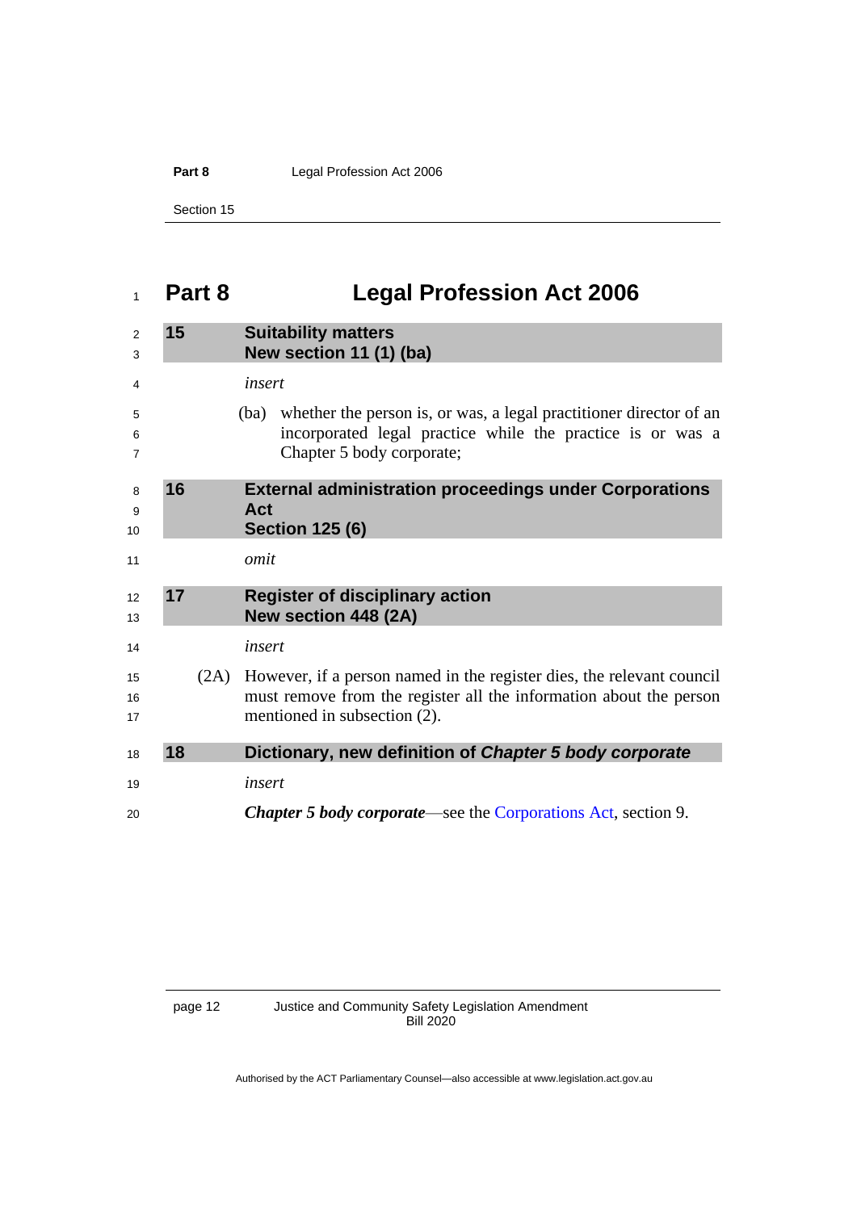# Part 8 Legal Profession Act 2006

### 15 Suitability matters
### New section 11 (1) (ba)

*insert*

(ba) whether the person is, or was, a legal practitioner director of an incorporated legal practice while the practice is or was a Chapter 5 body corporate;

### 16 External administration proceedings under Corporations Act
### Section 125 (6)

*omit*

### 17 Register of disciplinary action
### New section 448 (2A)

*insert*

(2A) However, if a person named in the register dies, the relevant council must remove from the register all the information about the person mentioned in subsection (2).

### 18 Dictionary, new definition of *Chapter 5 body corporate*

*insert*

***Chapter 5 body corporate***—see the Corporations Act, section 9.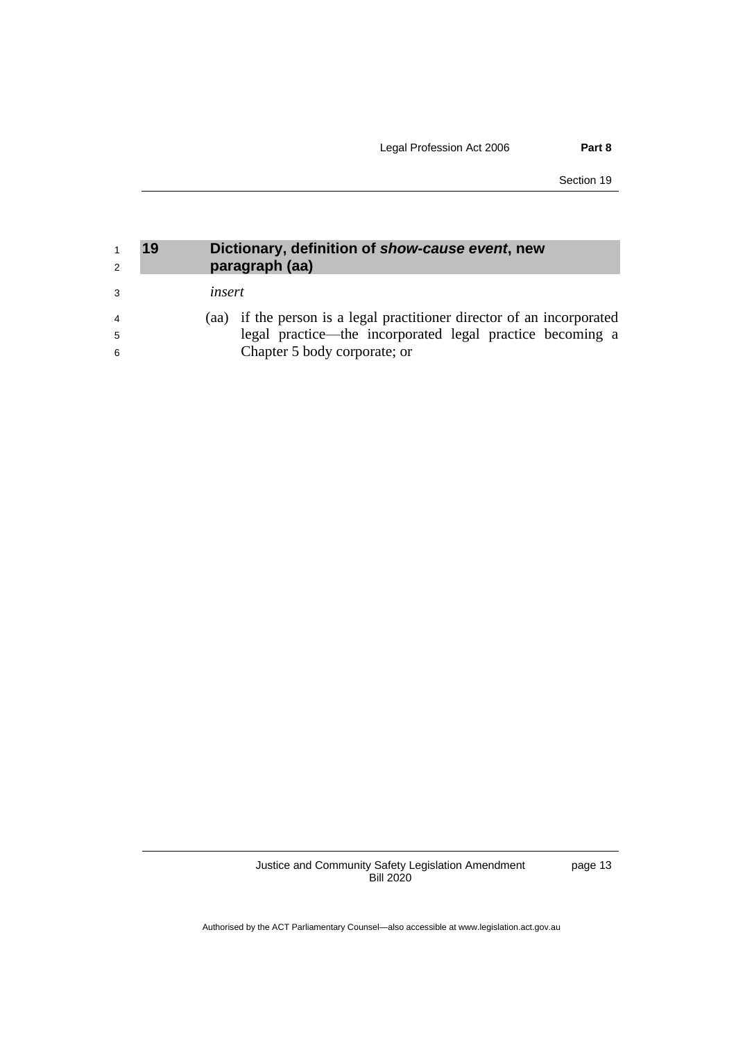## 19 Dictionary, definition of ***show-cause event***, new paragraph (aa)

*insert*

(aa) if the person is a legal practitioner director of an incorporated legal practice—the incorporated legal practice becoming a Chapter 5 body corporate; or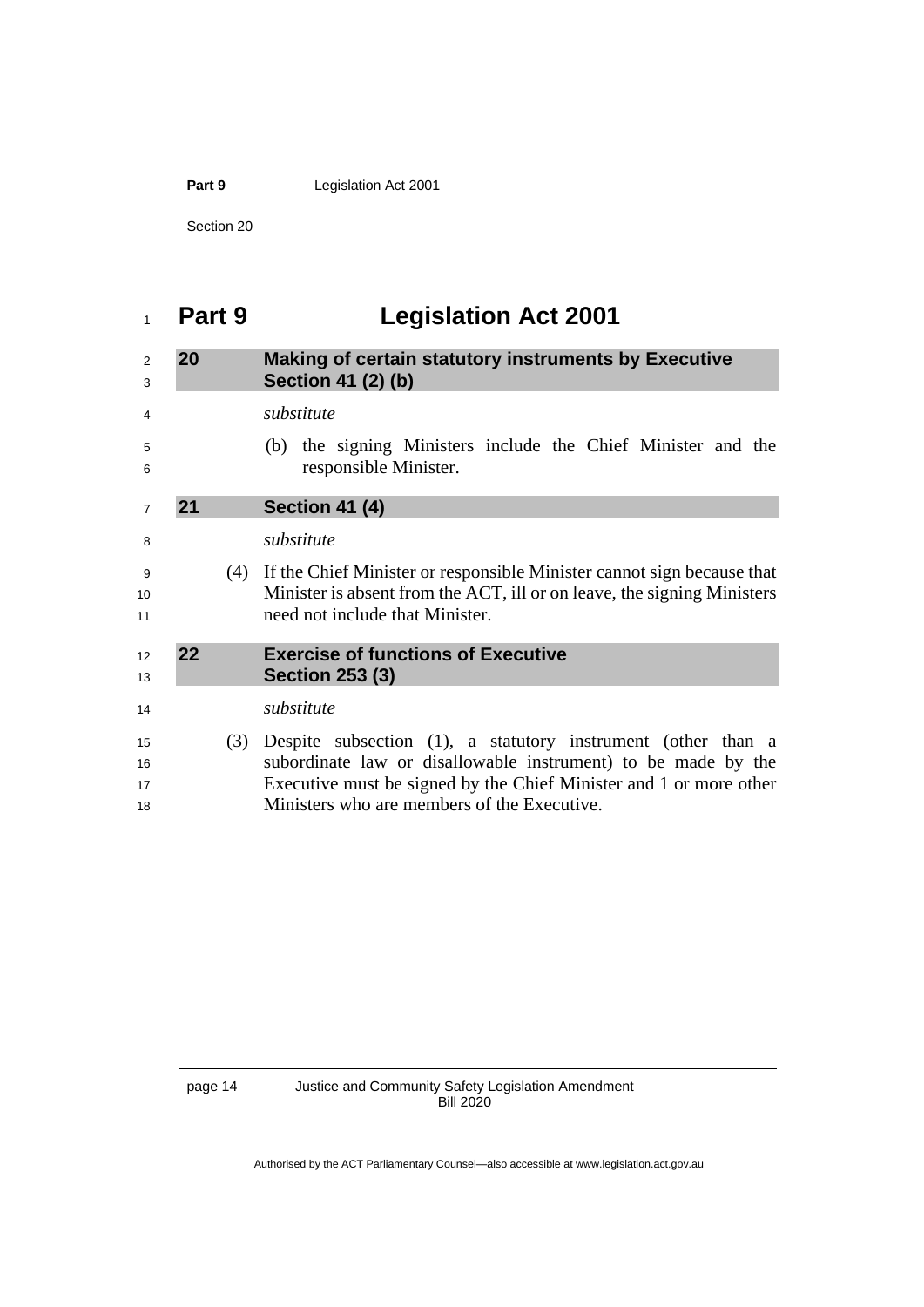# Part 9 Legislation Act 2001

## 20 Making of certain statutory instruments by Executive Section 41 (2) (b)

*substitute*

(b) the signing Ministers include the Chief Minister and the responsible Minister.

## 21 Section 41 (4)

*substitute*

(4) If the Chief Minister or responsible Minister cannot sign because that Minister is absent from the ACT, ill or on leave, the signing Ministers need not include that Minister.

## 22 Exercise of functions of Executive Section 253 (3)

*substitute*

(3) Despite subsection (1), a statutory instrument (other than a subordinate law or disallowable instrument) to be made by the Executive must be signed by the Chief Minister and 1 or more other Ministers who are members of the Executive.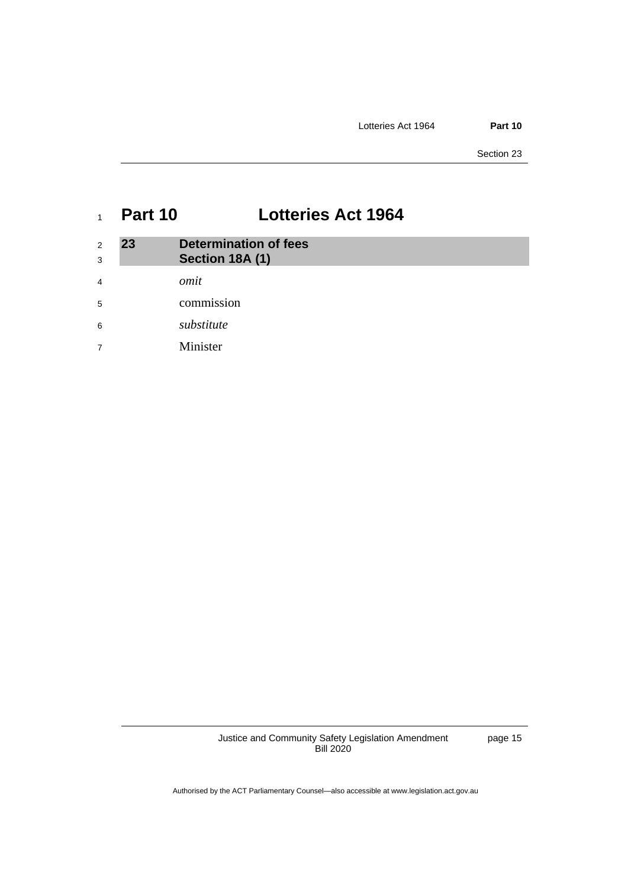# Part 10 Lotteries Act 1964

## 23 Determination of fees
### Section 18A (1)

*omit*

commission

*substitute*

Minister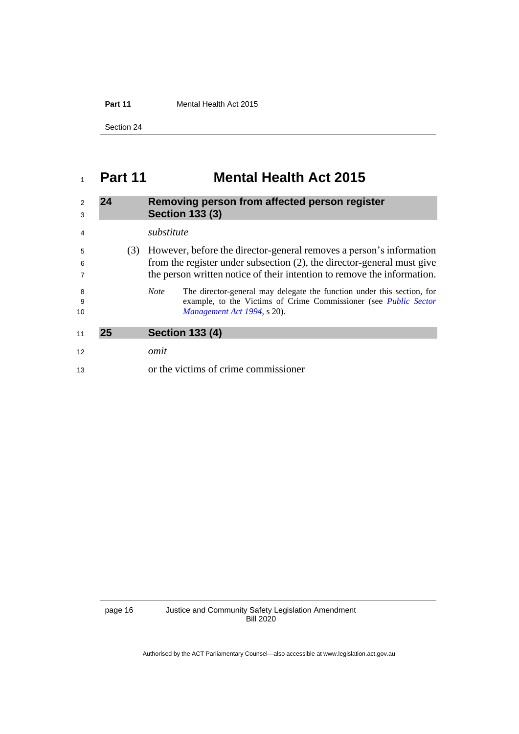# Part 11 Mental Health Act 2015

## 24 Removing person from affected person register Section 133 (3)

*substitute*

(3) However, before the director-general removes a person's information from the register under subsection (2), the director-general must give the person written notice of their intention to remove the information.

*Note* The director-general may delegate the function under this section, for example, to the Victims of Crime Commissioner (see *Public Sector Management Act 1994*, s 20).

## 25 Section 133 (4)

*omit*

or the victims of crime commissioner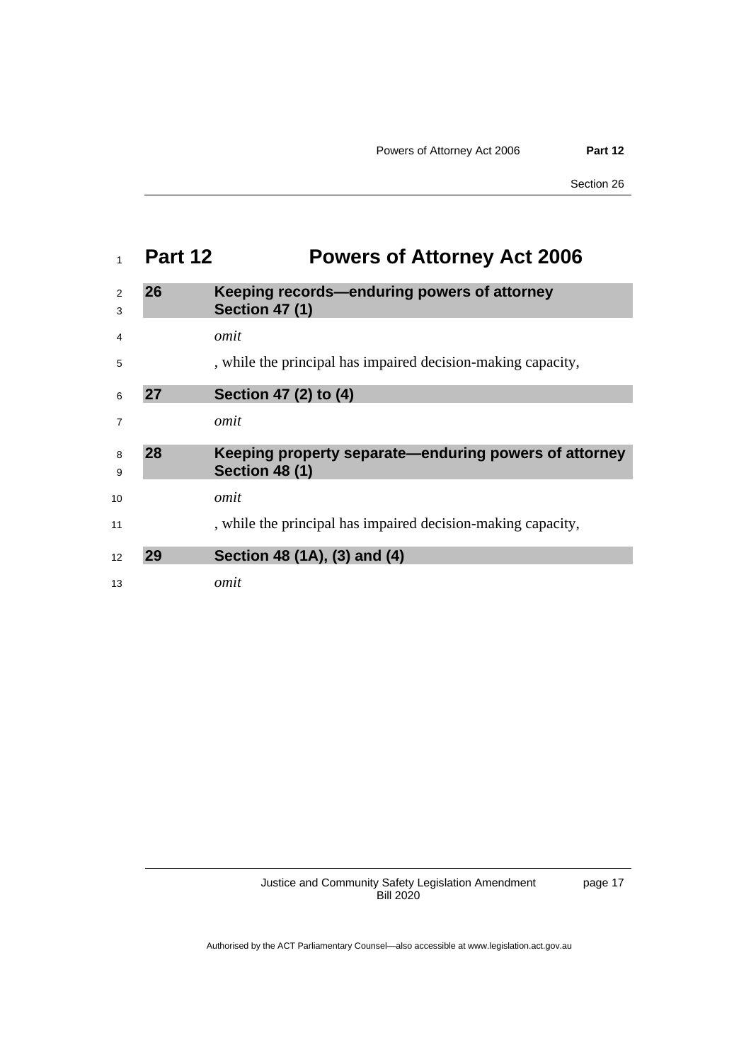# Part 12 Powers of Attorney Act 2006

## 26 Keeping records—enduring powers of attorney Section 47 (1)

*omit*

, while the principal has impaired decision-making capacity,

## 27 Section 47 (2) to (4)

*omit*

## 28 Keeping property separate—enduring powers of attorney Section 48 (1)

*omit*

, while the principal has impaired decision-making capacity,

## 29 Section 48 (1A), (3) and (4)

*omit*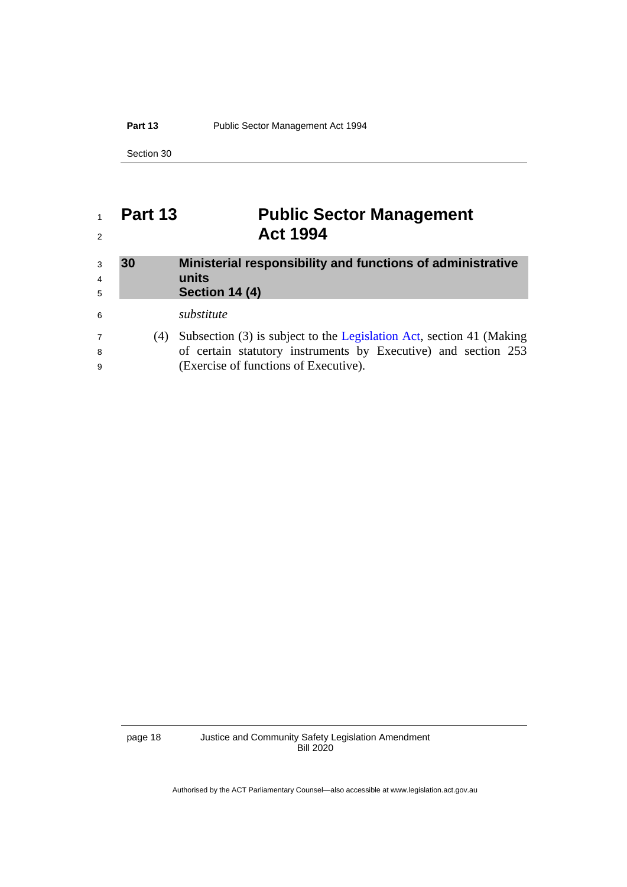# Part 13 Public Sector Management Act 1994

## 30 Ministerial responsibility and functions of administrative units Section 14 (4)

*substitute*

(4) Subsection (3) is subject to the Legislation Act, section 41 (Making of certain statutory instruments by Executive) and section 253 (Exercise of functions of Executive).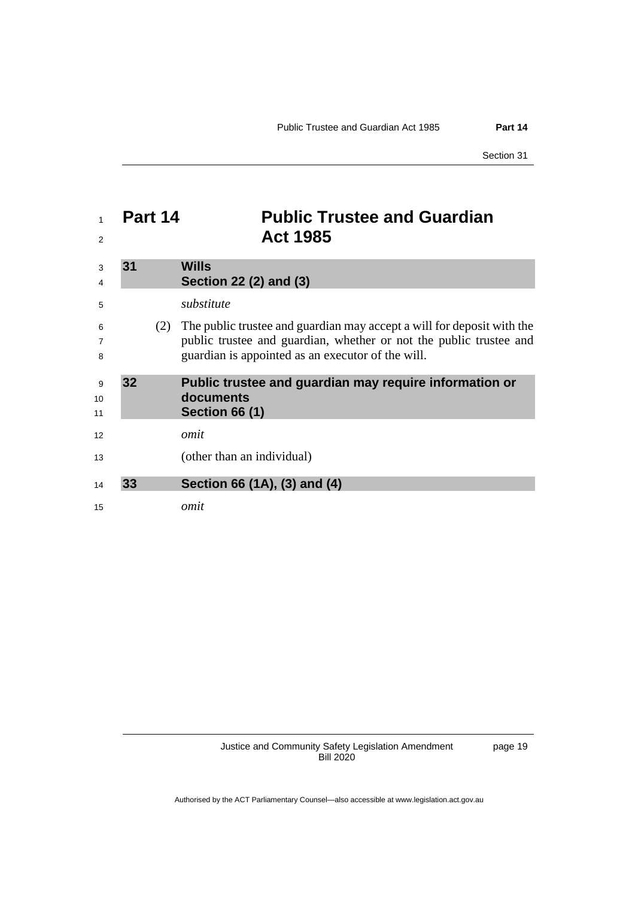# Part 14 Public Trustee and Guardian Act 1985

## 31 Wills
## Section 22 (2) and (3)

*substitute*

(2) The public trustee and guardian may accept a will for deposit with the public trustee and guardian, whether or not the public trustee and guardian is appointed as an executor of the will.

## 32 Public trustee and guardian may require information or documents
## Section 66 (1)

*omit*

(other than an individual)

## 33 Section 66 (1A), (3) and (4)

*omit*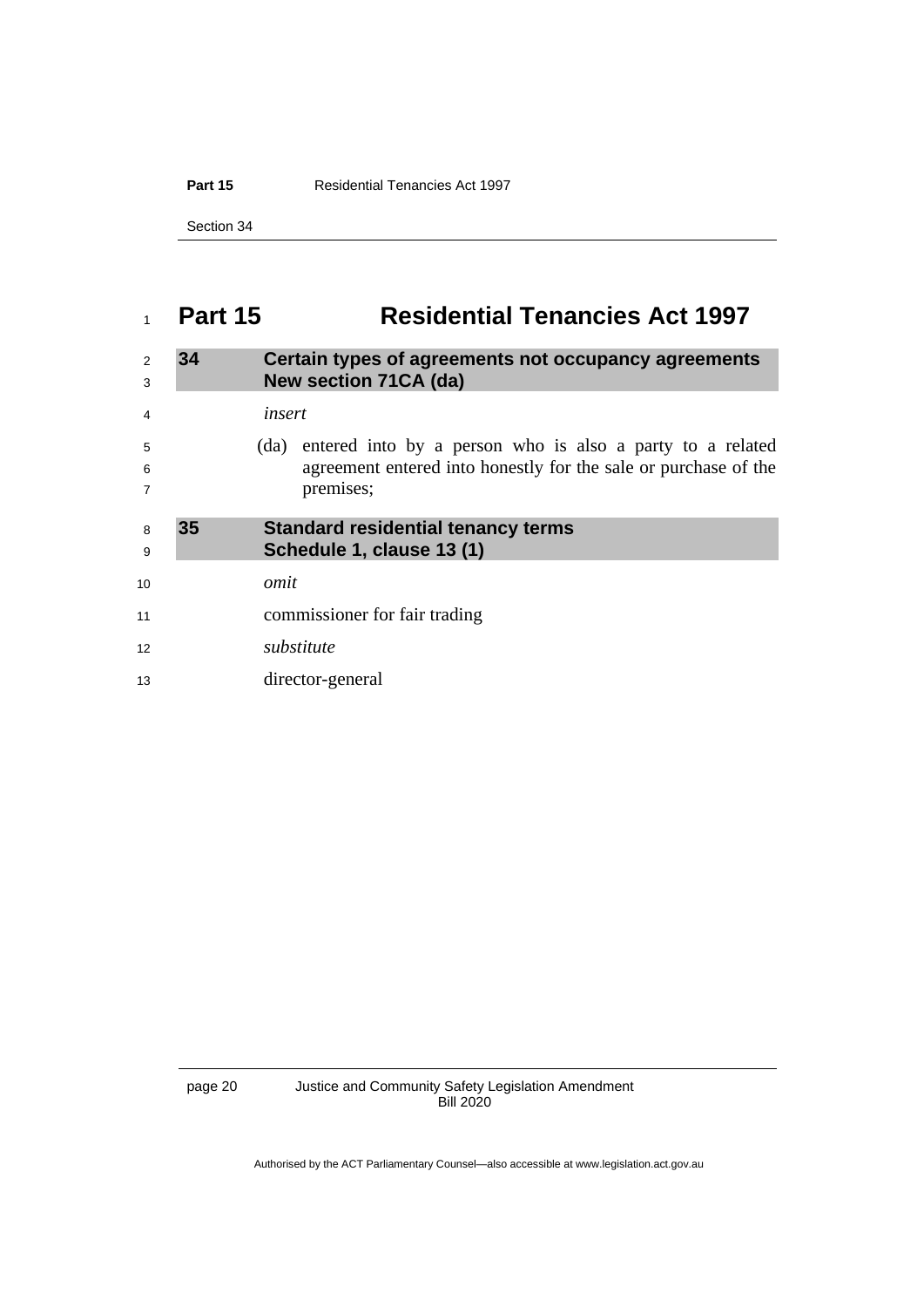# Part 15 Residential Tenancies Act 1997

## 34 Certain types of agreements not occupancy agreements New section 71CA (da)

*insert*

(da) entered into by a person who is also a party to a related agreement entered into honestly for the sale or purchase of the premises;

## 35 Standard residential tenancy terms Schedule 1, clause 13 (1)

*omit*

commissioner for fair trading

*substitute*

director-general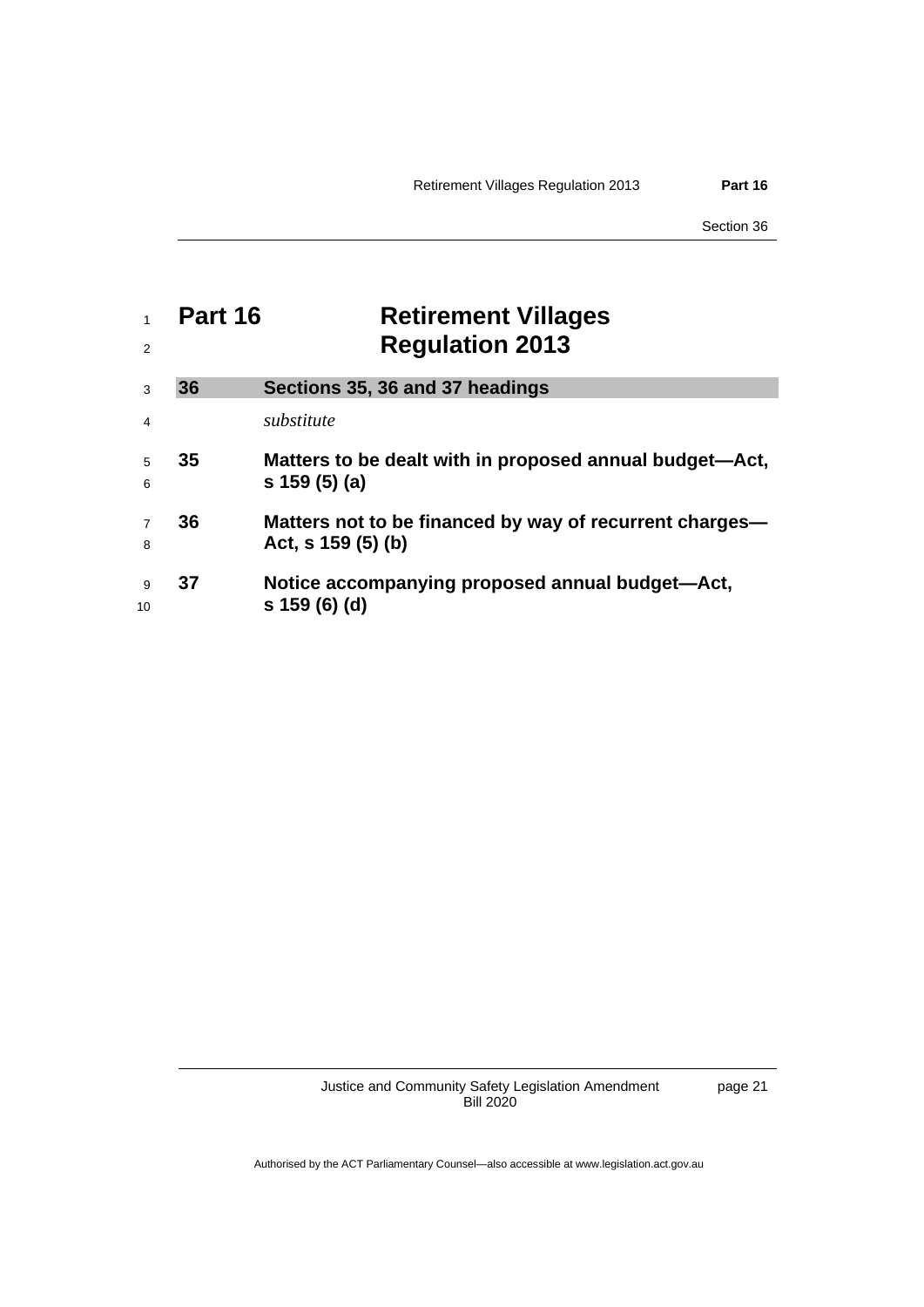# Part 16 Retirement Villages Regulation 2013

## 36 Sections 35, 36 and 37 headings

*substitute*

### 35 Matters to be dealt with in proposed annual budget—Act, s 159 (5) (a)

### 36 Matters not to be financed by way of recurrent charges—Act, s 159 (5) (b)

### 37 Notice accompanying proposed annual budget—Act, s 159 (6) (d)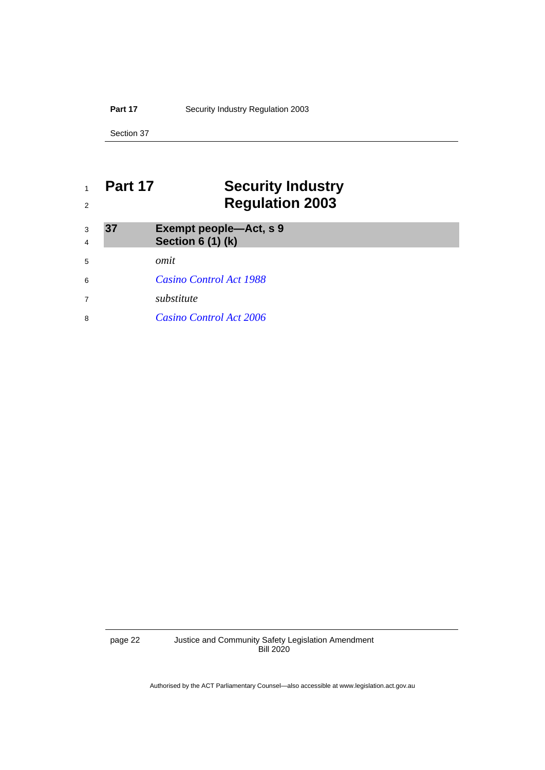# Part 17 Security Industry Regulation 2003

## 37 Exempt people—Act, s 9 Section 6 (1) (k)

*omit*

*Casino Control Act 1988*

*substitute*

*Casino Control Act 2006*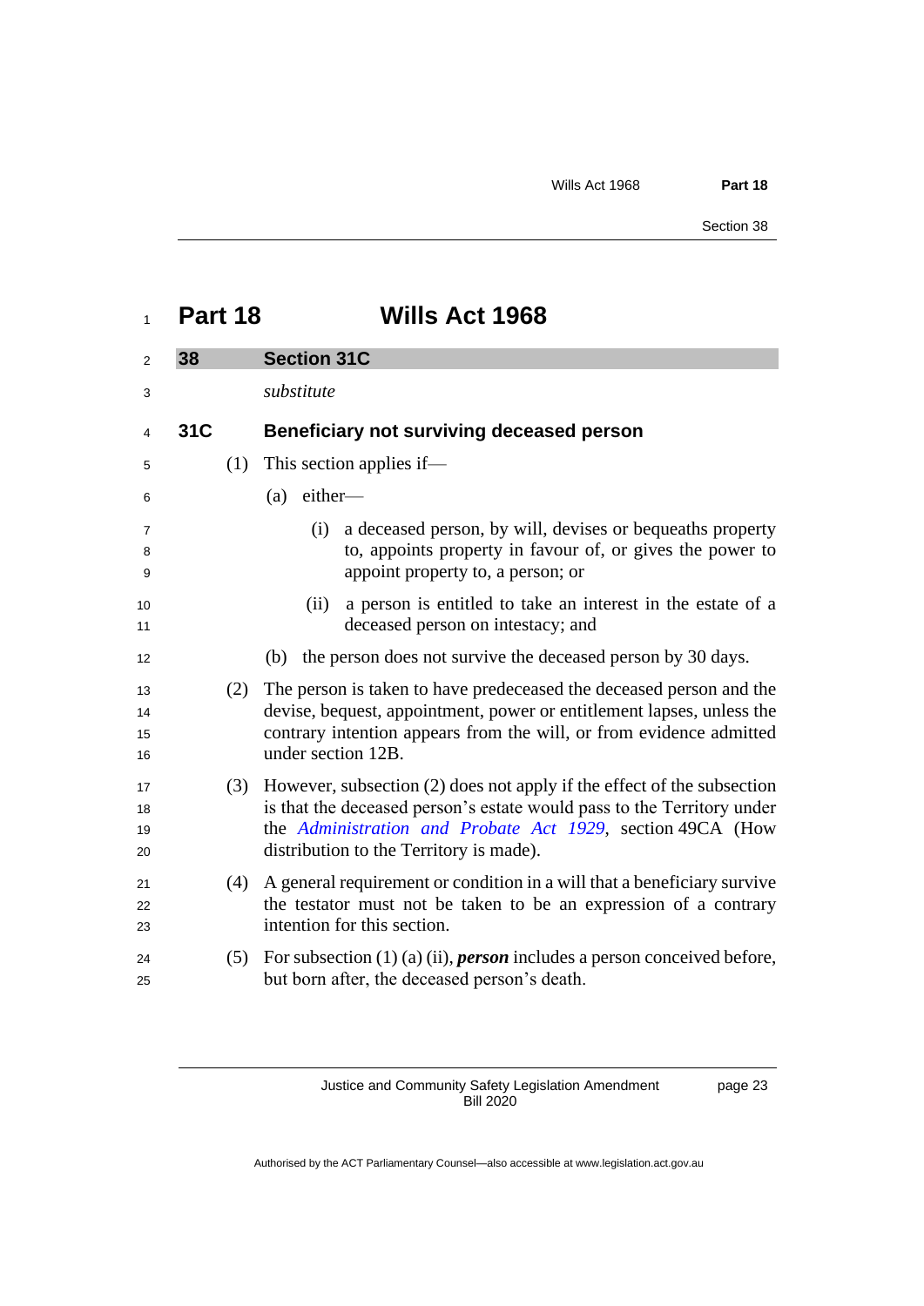# Part 18 Wills Act 1968

## 38 Section 31C

*substitute*

### 31C Beneficiary not surviving deceased person

(1) This section applies if—

(a) either—

(i) a deceased person, by will, devises or bequeaths property to, appoints property in favour of, or gives the power to appoint property to, a person; or

(ii) a person is entitled to take an interest in the estate of a deceased person on intestacy; and

(b) the person does not survive the deceased person by 30 days.

(2) The person is taken to have predeceased the deceased person and the devise, bequest, appointment, power or entitlement lapses, unless the contrary intention appears from the will, or from evidence admitted under section 12B.

(3) However, subsection (2) does not apply if the effect of the subsection is that the deceased person's estate would pass to the Territory under the *Administration and Probate Act 1929*, section 49CA (How distribution to the Territory is made).

(4) A general requirement or condition in a will that a beneficiary survive the testator must not be taken to be an expression of a contrary intention for this section.

(5) For subsection (1) (a) (ii), ***person*** includes a person conceived before, but born after, the deceased person's death.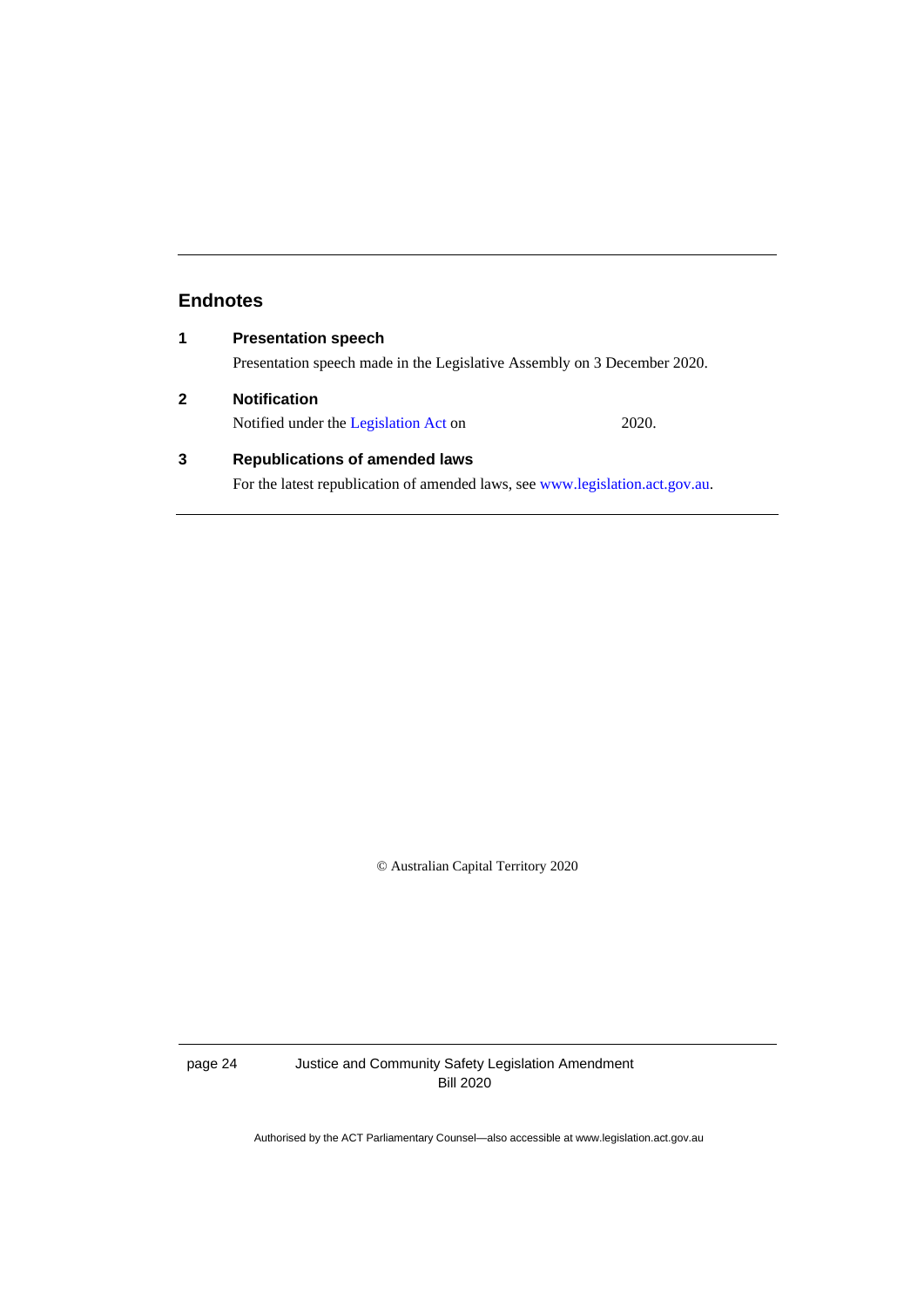## Endnotes

### 1 Presentation speech

Presentation speech made in the Legislative Assembly on 3 December 2020.

### 2 Notification

Notified under the Legislation Act on 2020.

### 3 Republications of amended laws

For the latest republication of amended laws, see www.legislation.act.gov.au.

© Australian Capital Territory 2020